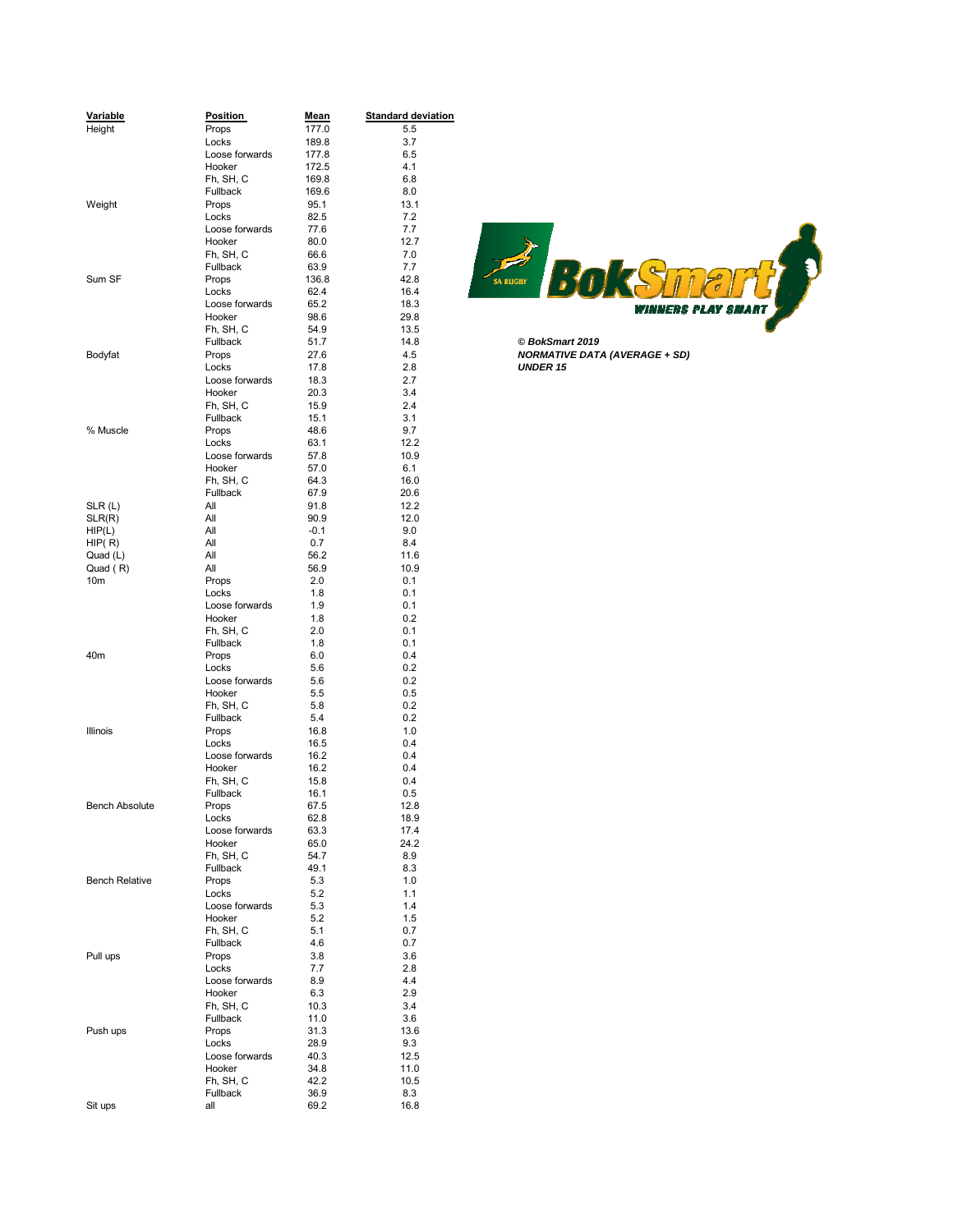© BokSmart 2019
***NORMATIVE DATA (AVERAGE + SD)***
***UNDER 15***

| Variable | Position | Mean | Standard deviation |
|---|---|---|---|
| Height | Props | 177.0 | 5.5 |
| | Locks | 189.8 | 3.7 |
| | Loose forwards | 177.8 | 6.5 |
| | Hooker | 172.5 | 4.1 |
| | Fh, SH, C | 169.8 | 6.8 |
| | Fullback | 169.6 | 8.0 |
| Weight | Props | 95.1 | 13.1 |
| | Locks | 82.5 | 7.2 |
| | Loose forwards | 77.6 | 7.7 |
| | Hooker | 80.0 | 12.7 |
| | Fh, SH, C | 66.6 | 7.0 |
| | Fullback | 63.9 | 7.7 |
| Sum SF | Props | 136.8 | 42.8 |
| | Locks | 62.4 | 16.4 |
| | Loose forwards | 65.2 | 18.3 |
| | Hooker | 98.6 | 29.8 |
| | Fh, SH, C | 54.9 | 13.5 |
| | Fullback | 51.7 | 14.8 |
| Bodyfat | Props | 27.6 | 4.5 |
| | Locks | 17.8 | 2.8 |
| | Loose forwards | 18.3 | 2.7 |
| | Hooker | 20.3 | 3.4 |
| | Fh, SH, C | 15.9 | 2.4 |
| | Fullback | 15.1 | 3.1 |
| % Muscle | Props | 48.6 | 9.7 |
| | Locks | 63.1 | 12.2 |
| | Loose forwards | 57.8 | 10.9 |
| | Hooker | 57.0 | 6.1 |
| | Fh, SH, C | 64.3 | 16.0 |
| | Fullback | 67.9 | 20.6 |
| SLR (L) | All | 91.8 | 12.2 |
| SLR(R) | All | 90.9 | 12.0 |
| HIP(L) | All | -0.1 | 9.0 |
| HIP( R) | All | 0.7 | 8.4 |
| Quad (L) | All | 56.2 | 11.6 |
| Quad ( R) | All | 56.9 | 10.9 |
| 10m | Props | 2.0 | 0.1 |
| | Locks | 1.8 | 0.1 |
| | Loose forwards | 1.9 | 0.1 |
| | Hooker | 1.8 | 0.2 |
| | Fh, SH, C | 2.0 | 0.1 |
| | Fullback | 1.8 | 0.1 |
| 40m | Props | 6.0 | 0.4 |
| | Locks | 5.6 | 0.2 |
| | Loose forwards | 5.6 | 0.2 |
| | Hooker | 5.5 | 0.5 |
| | Fh, SH, C | 5.8 | 0.2 |
| | Fullback | 5.4 | 0.2 |
| Illinois | Props | 16.8 | 1.0 |
| | Locks | 16.5 | 0.4 |
| | Loose forwards | 16.2 | 0.4 |
| | Hooker | 16.2 | 0.4 |
| | Fh, SH, C | 15.8 | 0.4 |
| | Fullback | 16.1 | 0.5 |
| Bench Absolute | Props | 67.5 | 12.8 |
| | Locks | 62.8 | 18.9 |
| | Loose forwards | 63.3 | 17.4 |
| | Hooker | 65.0 | 24.2 |
| | Fh, SH, C | 54.7 | 8.9 |
| | Fullback | 49.1 | 8.3 |
| Bench Relative | Props | 5.3 | 1.0 |
| | Locks | 5.2 | 1.1 |
| | Loose forwards | 5.3 | 1.4 |
| | Hooker | 5.2 | 1.5 |
| | Fh, SH, C | 5.1 | 0.7 |
| | Fullback | 4.6 | 0.7 |
| Pull ups | Props | 3.8 | 3.6 |
| | Locks | 7.7 | 2.8 |
| | Loose forwards | 8.9 | 4.4 |
| | Hooker | 6.3 | 2.9 |
| | Fh, SH, C | 10.3 | 3.4 |
| | Fullback | 11.0 | 3.6 |
| Push ups | Props | 31.3 | 13.6 |
| | Locks | 28.9 | 9.3 |
| | Loose forwards | 40.3 | 12.5 |
| | Hooker | 34.8 | 11.0 |
| | Fh, SH, C | 42.2 | 10.5 |
| | Fullback | 36.9 | 8.3 |
| Sit ups | all | 69.2 | 16.8 |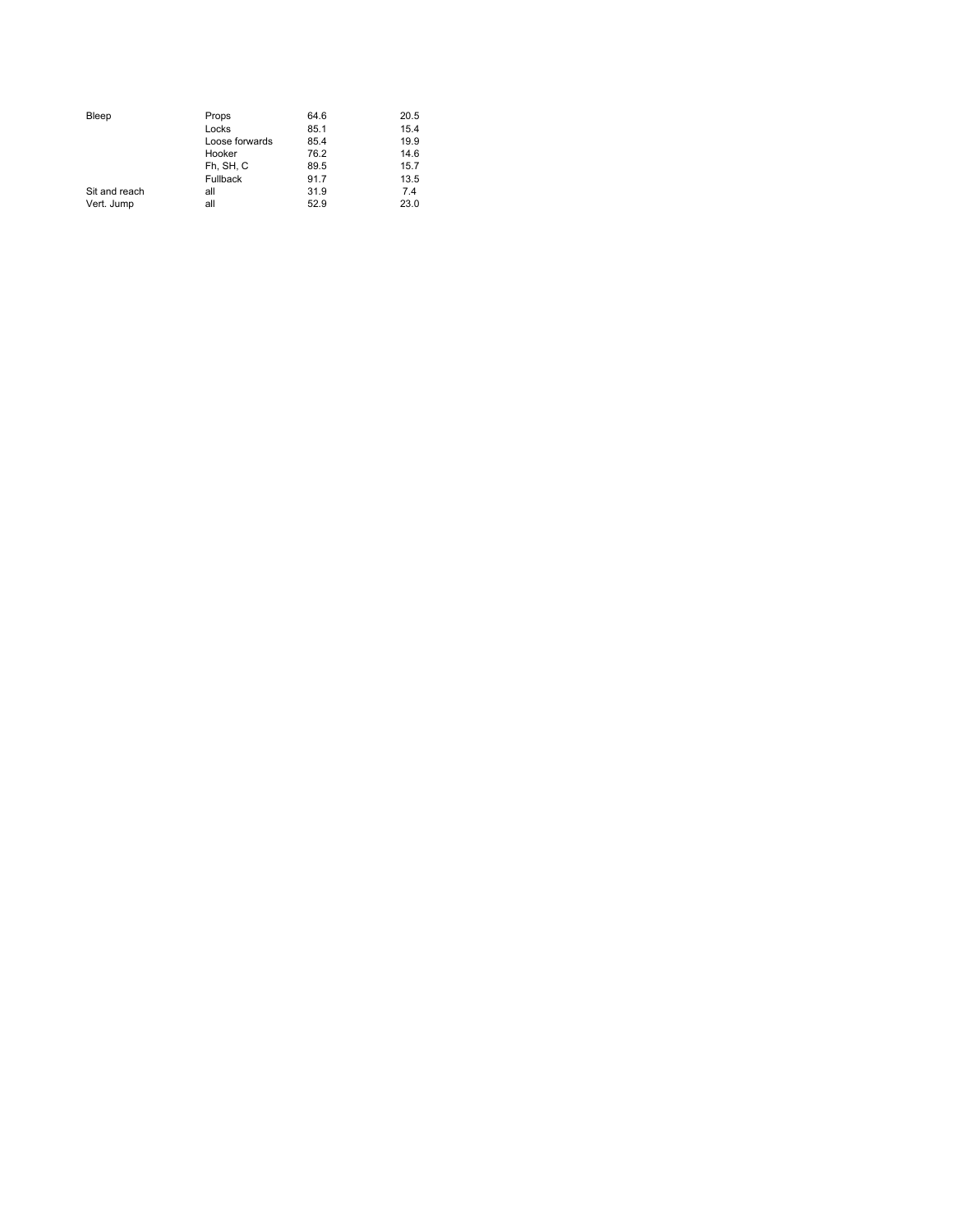| | | | |
|---|---|---|---|
| Bleep | Props | 64.6 | 20.5 |
| | Locks | 85.1 | 15.4 |
| | Loose forwards | 85.4 | 19.9 |
| | Hooker | 76.2 | 14.6 |
| | Fh, SH, C | 89.5 | 15.7 |
| | Fullback | 91.7 | 13.5 |
| Sit and reach | all | 31.9 | 7.4 |
| Vert. Jump | all | 52.9 | 23.0 |